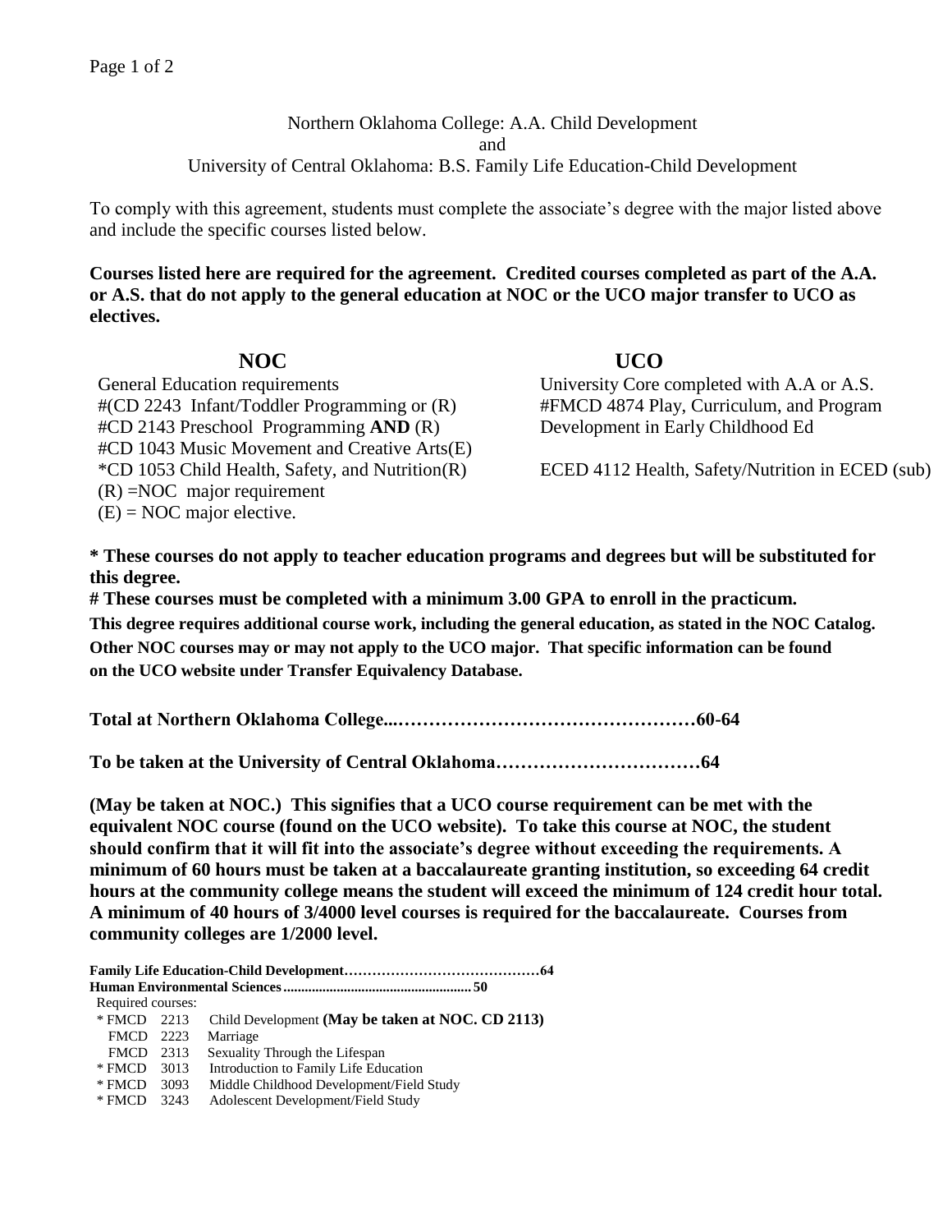Northern Oklahoma College: A.A. Child Development
and
University of Central Oklahoma: B.S. Family Life Education-Child Development

To comply with this agreement, students must complete the associate's degree with the major listed above and include the specific courses listed below.

**Courses listed here are required for the agreement. Credited courses completed as part of the A.A. or A.S. that do not apply to the general education at NOC or the UCO major transfer to UCO as electives.**

| **NOC** | **UCO** |
|---|---|
| General Education requirements | University Core completed with A.A or A.S. |
| #(CD 2243 Infant/Toddler Programming or (R)<br>#CD 2143 Preschool Programming **AND** (R)<br>#CD 1043 Music Movement and Creative Arts(E) | #FMCD 4874 Play, Curriculum, and Program Development in Early Childhood Ed |
| *CD 1053 Child Health, Safety, and Nutrition(R) | ECED 4112 Health, Safety/Nutrition in ECED (sub) |
| (R) =NOC major requirement | |
| (E) = NOC major elective. | |

**\* These courses do not apply to teacher education programs and degrees but will be substituted for this degree.**
**# These courses must be completed with a minimum 3.00 GPA to enroll in the practicum.**
**This degree requires additional course work, including the general education, as stated in the NOC Catalog. Other NOC courses may or may not apply to the UCO major. That specific information can be found on the UCO website under Transfer Equivalency Database.**

**Total at Northern Oklahoma College...…………………………………………60-64**

**To be taken at the University of Central Oklahoma……………………………64**

**(May be taken at NOC.) This signifies that a UCO course requirement can be met with the equivalent NOC course (found on the UCO website). To take this course at NOC, the student should confirm that it will fit into the associate's degree without exceeding the requirements. A minimum of 60 hours must be taken at a baccalaureate granting institution, so exceeding 64 credit hours at the community college means the student will exceed the minimum of 124 credit hour total. A minimum of 40 hours of 3/4000 level courses is required for the baccalaureate. Courses from community colleges are 1/2000 level.**

**Family Life Education-Child Development……………………………………64**
**Human Environmental Sciences..........................................................50**

Required courses:

- \* FMCD 2213 Child Development **(May be taken at NOC. CD 2113)**
- FMCD 2223 Marriage
- FMCD 2313 Sexuality Through the Lifespan
- \* FMCD 3013 Introduction to Family Life Education
- \* FMCD 3093 Middle Childhood Development/Field Study
- \* FMCD 3243 Adolescent Development/Field Study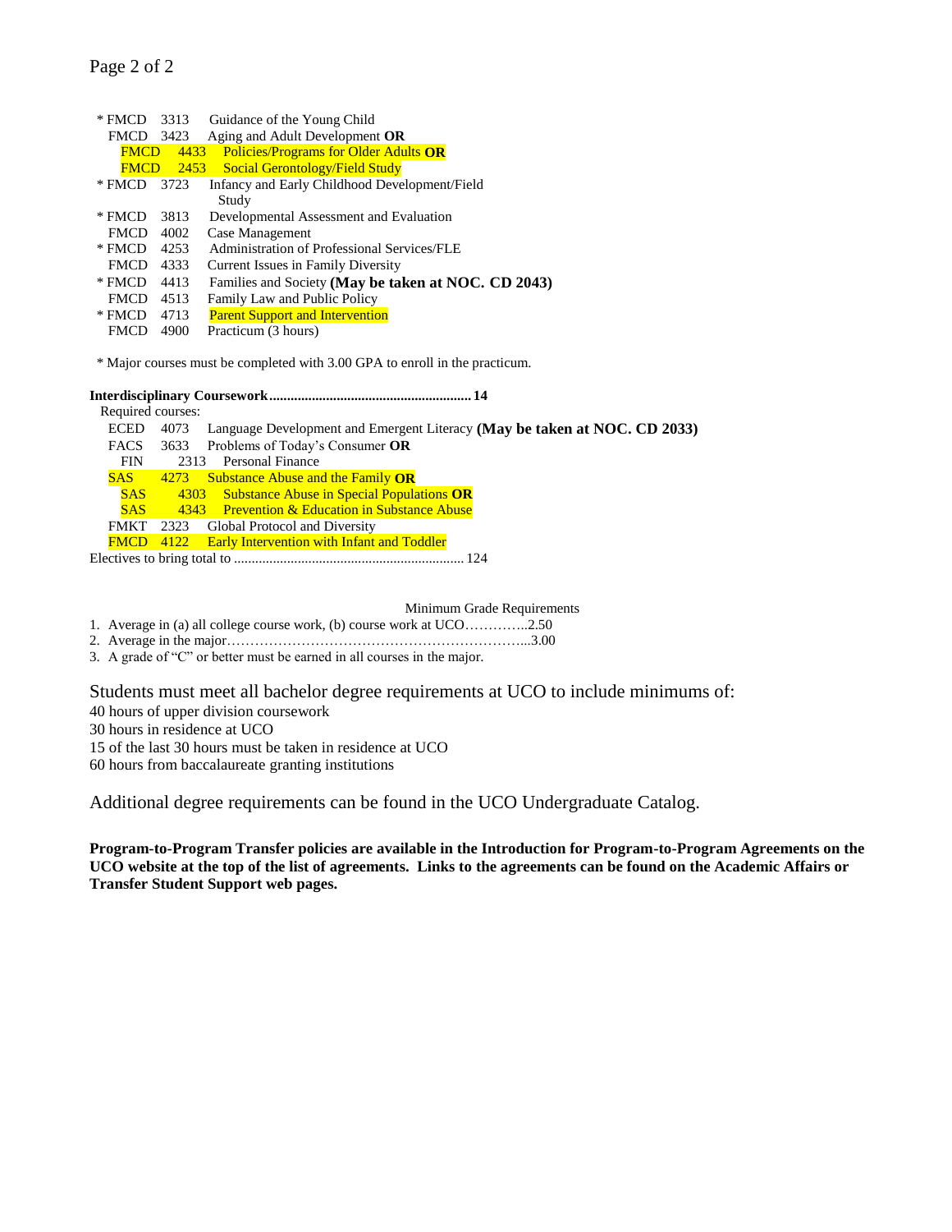| | | |
|---|---|---|
| * FMCD | 3313 | Guidance of the Young Child |
| FMCD | 3423 | Aging and Adult Development **OR** |
| FMCD | 4433 | Policies/Programs for Older Adults **OR** |
| FMCD | 2453 | Social Gerontology/Field Study |
| * FMCD | 3723 | Infancy and Early Childhood Development/Field Study |
| * FMCD | 3813 | Developmental Assessment and Evaluation |
| FMCD | 4002 | Case Management |
| * FMCD | 4253 | Administration of Professional Services/FLE |
| FMCD | 4333 | Current Issues in Family Diversity |
| * FMCD | 4413 | Families and Society **(May be taken at NOC. CD 2043)** |
| FMCD | 4513 | Family Law and Public Policy |
| * FMCD | 4713 | Parent Support and Intervention |
| FMCD | 4900 | Practicum (3 hours) |

* Major courses must be completed with 3.00 GPA to enroll in the practicum.

**Interdisciplinary Coursework........................................................ 14**

Required courses:

| | | |
|---|---|---|
| ECED | 4073 | Language Development and Emergent Literacy **(May be taken at NOC. CD 2033)** |
| FACS | 3633 | Problems of Today's Consumer **OR** |
| FIN | 2313 | Personal Finance |
| SAS | 4273 | Substance Abuse and the Family **OR** |
| SAS | 4303 | Substance Abuse in Special Populations **OR** |
| SAS | 4343 | Prevention & Education in Substance Abuse |
| FMKT | 2323 | Global Protocol and Diversity |
| FMCD | 4122 | Early Intervention with Infant and Toddler |

Electives to bring total to ................................................................. 124

Minimum Grade Requirements

1. Average in (a) all college course work, (b) course work at UCO…………..2.50
2. Average in the major………………………………………………………...3.00
3. A grade of "C" or better must be earned in all courses in the major.

Students must meet all bachelor degree requirements at UCO to include minimums of:

40 hours of upper division coursework
30 hours in residence at UCO
15 of the last 30 hours must be taken in residence at UCO
60 hours from baccalaureate granting institutions

Additional degree requirements can be found in the UCO Undergraduate Catalog.

**Program-to-Program Transfer policies are available in the Introduction for Program-to-Program Agreements on the UCO website at the top of the list of agreements. Links to the agreements can be found on the Academic Affairs or Transfer Student Support web pages.**